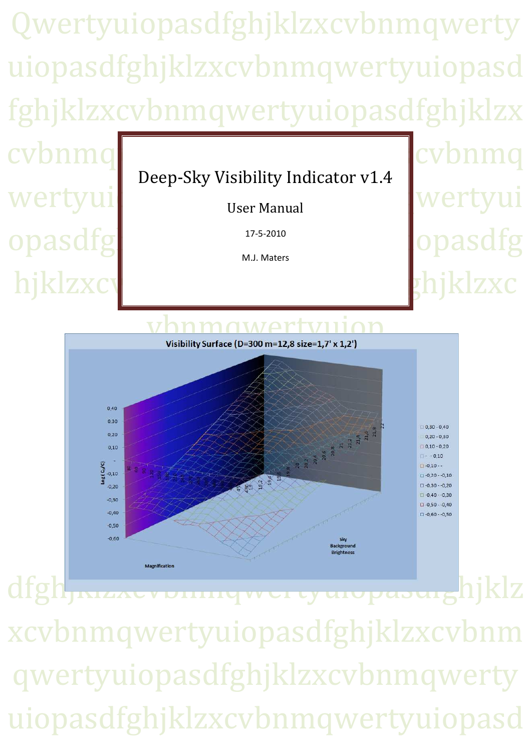# Deep-Sky Visibility Indicator v1.4

User Manual

17-5-2010

M.J. Maters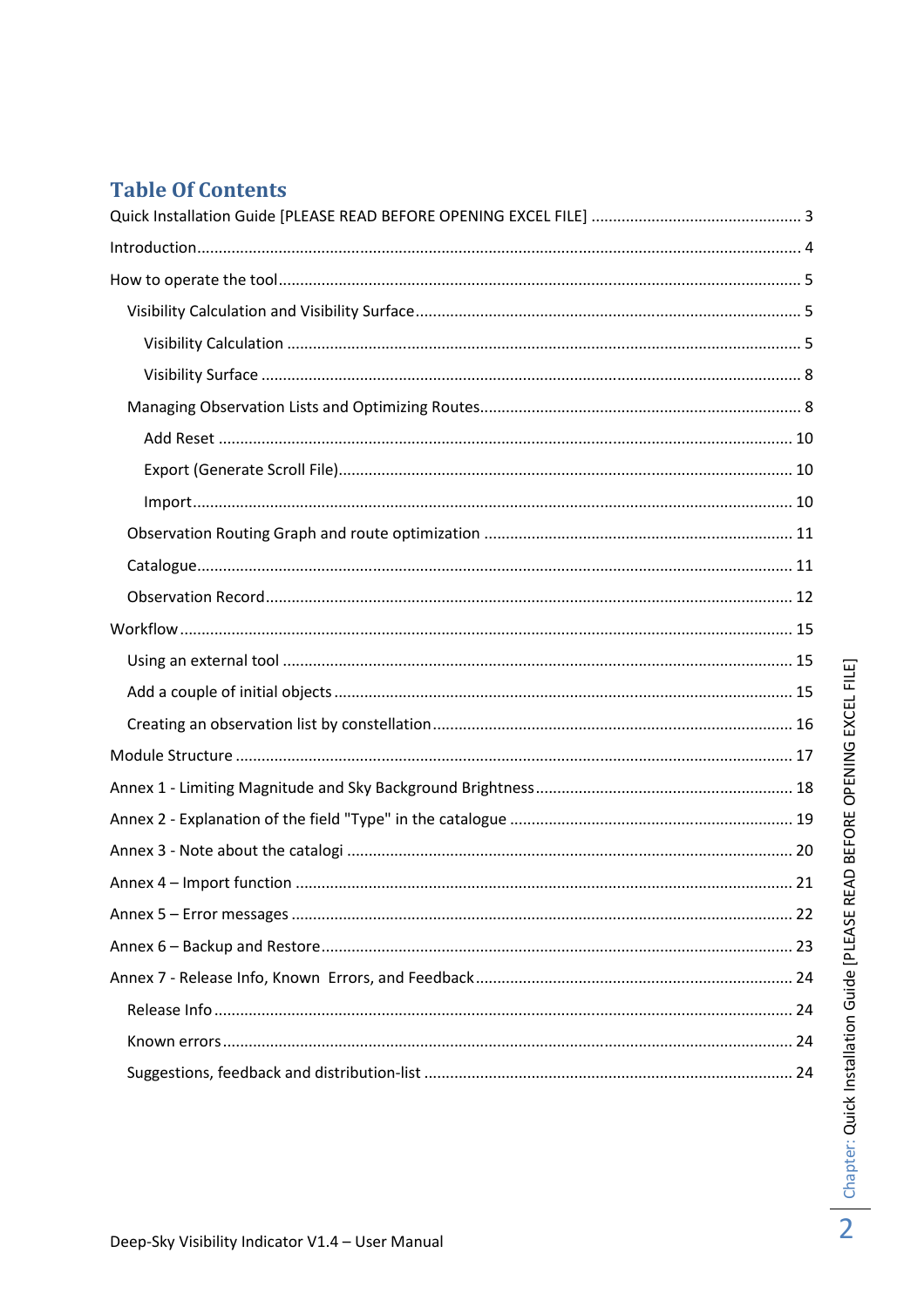# Table Of Contents

Quick Installation Guide [PLEASE READ BEFORE OPENING EXCEL FILE] ..... 3

Introduction ..... 4

How to operate the tool ..... 5

- Visibility Calculation and Visibility Surface ..... 5
  - Visibility Calculation ..... 5
  - Visibility Surface ..... 8
- Managing Observation Lists and Optimizing Routes ..... 8
  - Add Reset ..... 10
  - Export (Generate Scroll File) ..... 10
  - Import ..... 10
- Observation Routing Graph and route optimization ..... 11
- Catalogue ..... 11
- Observation Record ..... 12

Workflow ..... 15

- Using an external tool ..... 15
- Add a couple of initial objects ..... 15
- Creating an observation list by constellation ..... 16

Module Structure ..... 17

Annex 1 - Limiting Magnitude and Sky Background Brightness ..... 18

Annex 2 - Explanation of the field "Type" in the catalogue ..... 19

Annex 3 - Note about the catalogi ..... 20

Annex 4 – Import function ..... 21

Annex 5 – Error messages ..... 22

Annex 6 – Backup and Restore ..... 23

Annex 7 - Release Info, Known Errors, and Feedback ..... 24

- Release Info ..... 24
- Known errors ..... 24
- Suggestions, feedback and distribution-list ..... 24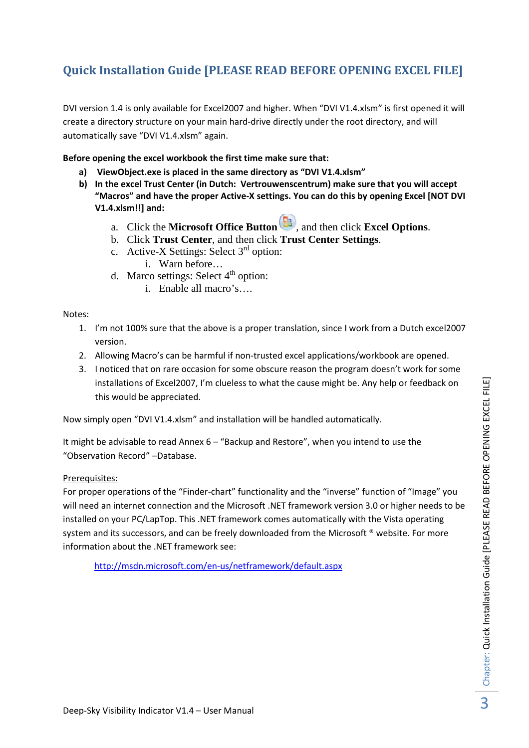## Quick Installation Guide [PLEASE READ BEFORE OPENING EXCEL FILE]

DVI version 1.4 is only available for Excel2007 and higher. When “DVI V1.4.xlsm” is first opened it will create a directory structure on your main hard-drive directly under the root directory, and will automatically save “DVI V1.4.xlsm” again.

**Before opening the excel workbook the first time make sure that:**

a) **ViewObject.exe is placed in the same directory as “DVI V1.4.xlsm”**
b) **In the excel Trust Center (in Dutch: Vertrouwenscentrum) make sure that you will accept “Macros” and have the proper Active-X settings. You can do this by opening Excel [NOT DVI V1.4.xlsm!!] and:**
    a. Click the **Microsoft Office Button**, and then click **Excel Options**.
    b. Click **Trust Center**, and then click **Trust Center Settings**.
    c. Active-X Settings: Select 3rd option:
        i. Warn before…
    d. Marco settings: Select 4th option:
        i. Enable all macro’s….

Notes:

1. I’m not 100% sure that the above is a proper translation, since I work from a Dutch excel2007 version.
2. Allowing Macro’s can be harmful if non-trusted excel applications/workbook are opened.
3. I noticed that on rare occasion for some obscure reason the program doesn’t work for some installations of Excel2007, I’m clueless to what the cause might be. Any help or feedback on this would be appreciated.

Now simply open “DVI V1.4.xlsm” and installation will be handled automatically.

It might be advisable to read Annex 6 – “Backup and Restore”, when you intend to use the “Observation Record” –Database.

Prerequisites:

For proper operations of the “Finder-chart” functionality and the “inverse” function of “Image” you will need an internet connection and the Microsoft .NET framework version 3.0 or higher needs to be installed on your PC/LapTop. This .NET framework comes automatically with the Vista operating system and its successors, and can be freely downloaded from the Microsoft ® website. For more information about the .NET framework see:

http://msdn.microsoft.com/en-us/netframework/default.aspx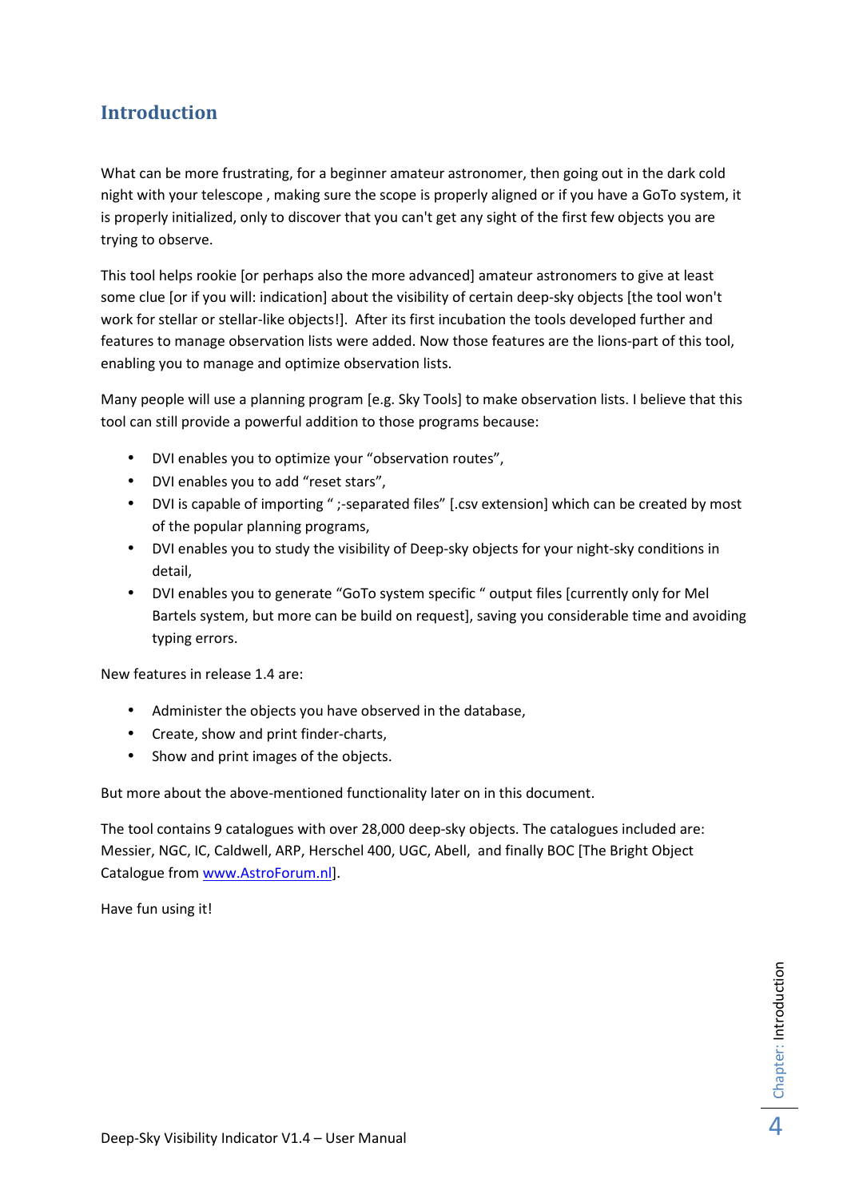# Introduction

What can be more frustrating, for a beginner amateur astronomer, then going out in the dark cold night with your telescope , making sure the scope is properly aligned or if you have a GoTo system, it is properly initialized, only to discover that you can't get any sight of the first few objects you are trying to observe.

This tool helps rookie [or perhaps also the more advanced] amateur astronomers to give at least some clue [or if you will: indication] about the visibility of certain deep-sky objects [the tool won't work for stellar or stellar-like objects!]. After its first incubation the tools developed further and features to manage observation lists were added. Now those features are the lions-part of this tool, enabling you to manage and optimize observation lists.

Many people will use a planning program [e.g. Sky Tools] to make observation lists. I believe that this tool can still provide a powerful addition to those programs because:

- DVI enables you to optimize your "observation routes",
- DVI enables you to add "reset stars",
- DVI is capable of importing " ;-separated files" [.csv extension] which can be created by most of the popular planning programs,
- DVI enables you to study the visibility of Deep-sky objects for your night-sky conditions in detail,
- DVI enables you to generate "GoTo system specific " output files [currently only for Mel Bartels system, but more can be build on request], saving you considerable time and avoiding typing errors.

New features in release 1.4 are:

- Administer the objects you have observed in the database,
- Create, show and print finder-charts,
- Show and print images of the objects.

But more about the above-mentioned functionality later on in this document.

The tool contains 9 catalogues with over 28,000 deep-sky objects. The catalogues included are: Messier, NGC, IC, Caldwell, ARP, Herschel 400, UGC, Abell, and finally BOC [The Bright Object Catalogue from www.AstroForum.nl].

Have fun using it!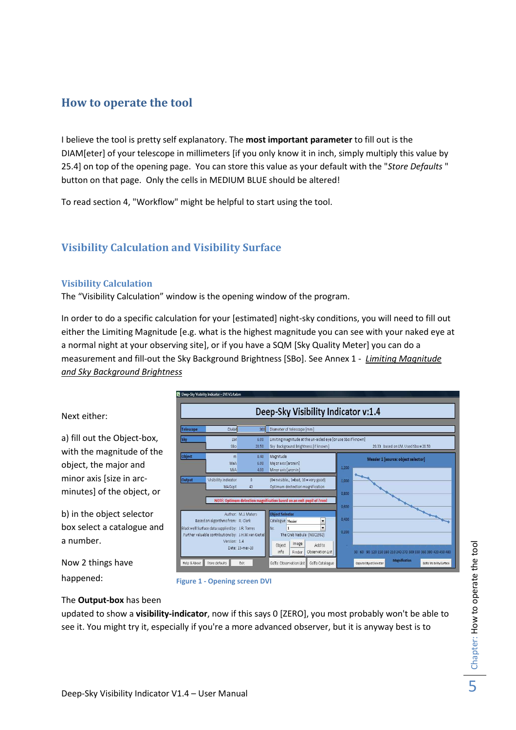# How to operate the tool

I believe the tool is pretty self explanatory. The **most important parameter** to fill out is the DIAM[eter] of your telescope in millimeters [if you only know it in inch, simply multiply this value by 25.4] on top of the opening page. You can store this value as your default with the "*Store Defaults* " button on that page. Only the cells in MEDIUM BLUE should be altered!

To read section 4, "Workflow" might be helpful to start using the tool.

## Visibility Calculation and Visibility Surface

### Visibility Calculation

The “Visibility Calculation” window is the opening window of the program.

In order to do a specific calculation for your [estimated] night-sky conditions, you will need to fill out either the Limiting Magnitude [e.g. what is the highest magnitude you can see with your naked eye at a normal night at your observing site], or if you have a SQM [Sky Quality Meter] you can do a measurement and fill-out the Sky Background Brightness [SBo]. See Annex 1 - *Limiting Magnitude and Sky Background Brightness*

Next either:

a) fill out the Object-box, with the magnitude of the object, the major and minor axis [size in arc-minutes] of the object, or

b) in the object selector box select a catalogue and a number.

Now 2 things have happened:

Figure 1 - Opening screen DVI

The **Output-box** has been updated to show a **visibility-indicator**, now if this says 0 [ZERO], you most probably won't be able to see it. You might try it, especially if you're a more advanced observer, but it is anyway best is to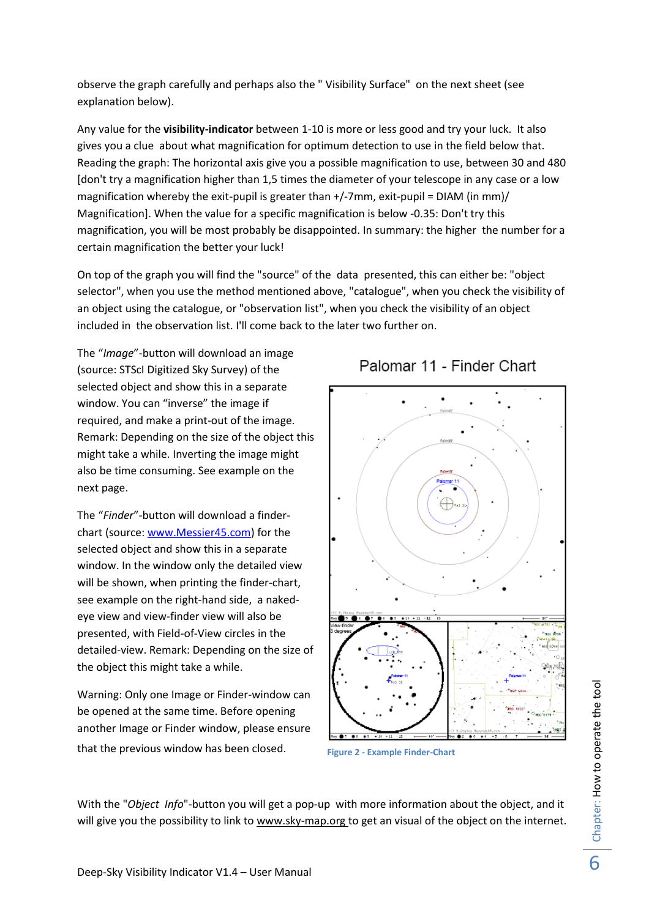observe the graph carefully and perhaps also the " Visibility Surface" on the next sheet (see explanation below).

Any value for the **visibility-indicator** between 1-10 is more or less good and try your luck. It also gives you a clue about what magnification for optimum detection to use in the field below that. Reading the graph: The horizontal axis give you a possible magnification to use, between 30 and 480 [don't try a magnification higher than 1,5 times the diameter of your telescope in any case or a low magnification whereby the exit-pupil is greater than +/-7mm, exit-pupil = DIAM (in mm)/ Magnification]. When the value for a specific magnification is below -0.35: Don't try this magnification, you will be most probably be disappointed. In summary: the higher the number for a certain magnification the better your luck!

On top of the graph you will find the "source" of the data presented, this can either be: "object selector", when you use the method mentioned above, "catalogue", when you check the visibility of an object using the catalogue, or "observation list", when you check the visibility of an object included in the observation list. I'll come back to the later two further on.

The "*Image*"-button will download an image (source: STScI Digitized Sky Survey) of the selected object and show this in a separate window. You can "inverse" the image if required, and make a print-out of the image. Remark: Depending on the size of the object this might take a while. Inverting the image might also be time consuming. See example on the next page.

The "*Finder*"-button will download a finder-chart (source: www.Messier45.com) for the selected object and show this in a separate window. In the window only the detailed view will be shown, when printing the finder-chart, see example on the right-hand side, a naked-eye view and view-finder view will also be presented, with Field-of-View circles in the detailed-view. Remark: Depending on the size of the object this might take a while.

Warning: Only one Image or Finder-window can be opened at the same time. Before opening another Image or Finder window, please ensure that the previous window has been closed.

Palomar 11 - Finder Chart

Figure 2 - Example Finder-Chart

With the "*Object Info*"-button you will get a pop-up with more information about the object, and it will give you the possibility to link to www.sky-map.org to get an visual of the object on the internet.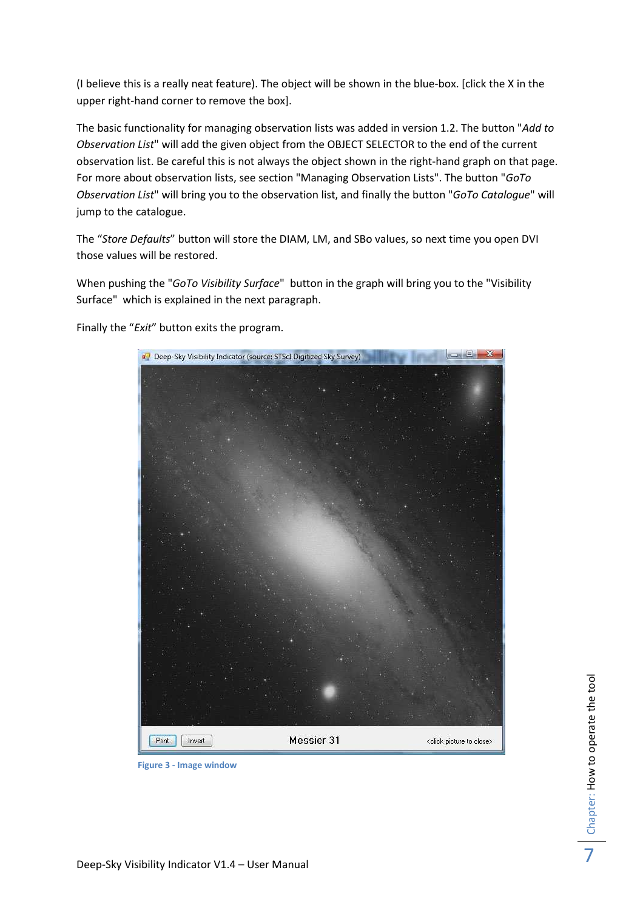(I believe this is a really neat feature). The object will be shown in the blue-box. [click the X in the upper right-hand corner to remove the box].

The basic functionality for managing observation lists was added in version 1.2. The button "*Add to Observation List*" will add the given object from the OBJECT SELECTOR to the end of the current observation list. Be careful this is not always the object shown in the right-hand graph on that page. For more about observation lists, see section "Managing Observation Lists". The button "*GoTo Observation List*" will bring you to the observation list, and finally the button "*GoTo Catalogue*" will jump to the catalogue.

The "*Store Defaults*" button will store the DIAM, LM, and SBo values, so next time you open DVI those values will be restored.

When pushing the "*GoTo Visibility Surface*" button in the graph will bring you to the "Visibility Surface" which is explained in the next paragraph.

Finally the "*Exit*" button exits the program.

**Figure 3 - Image window**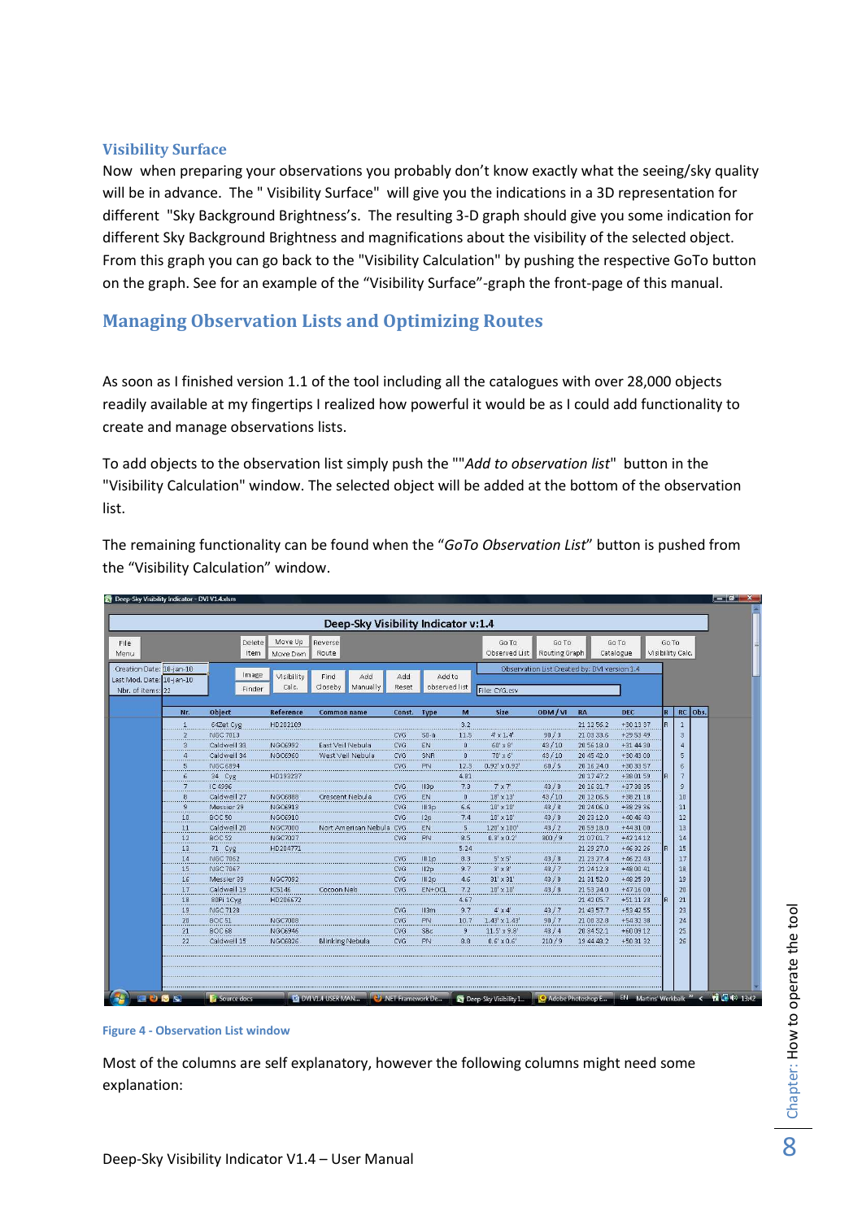### Visibility Surface

Now when preparing your observations you probably don't know exactly what the seeing/sky quality will be in advance. The " Visibility Surface" will give you the indications in a 3D representation for different "Sky Background Brightness's. The resulting 3-D graph should give you some indication for different Sky Background Brightness and magnifications about the visibility of the selected object. From this graph you can go back to the "Visibility Calculation" by pushing the respective GoTo button on the graph. See for an example of the "Visibility Surface"-graph the front-page of this manual.

## Managing Observation Lists and Optimizing Routes

As soon as I finished version 1.1 of the tool including all the catalogues with over 28,000 objects readily available at my fingertips I realized how powerful it would be as I could add functionality to create and manage observations lists.

To add objects to the observation list simply push the ""*Add to observation list*" button in the "Visibility Calculation" window. The selected object will be added at the bottom of the observation list.

The remaining functionality can be found when the "*GoTo Observation List*" button is pushed from the "Visibility Calculation" window.

Figure 4 - Observation List window

Most of the columns are self explanatory, however the following columns might need some explanation: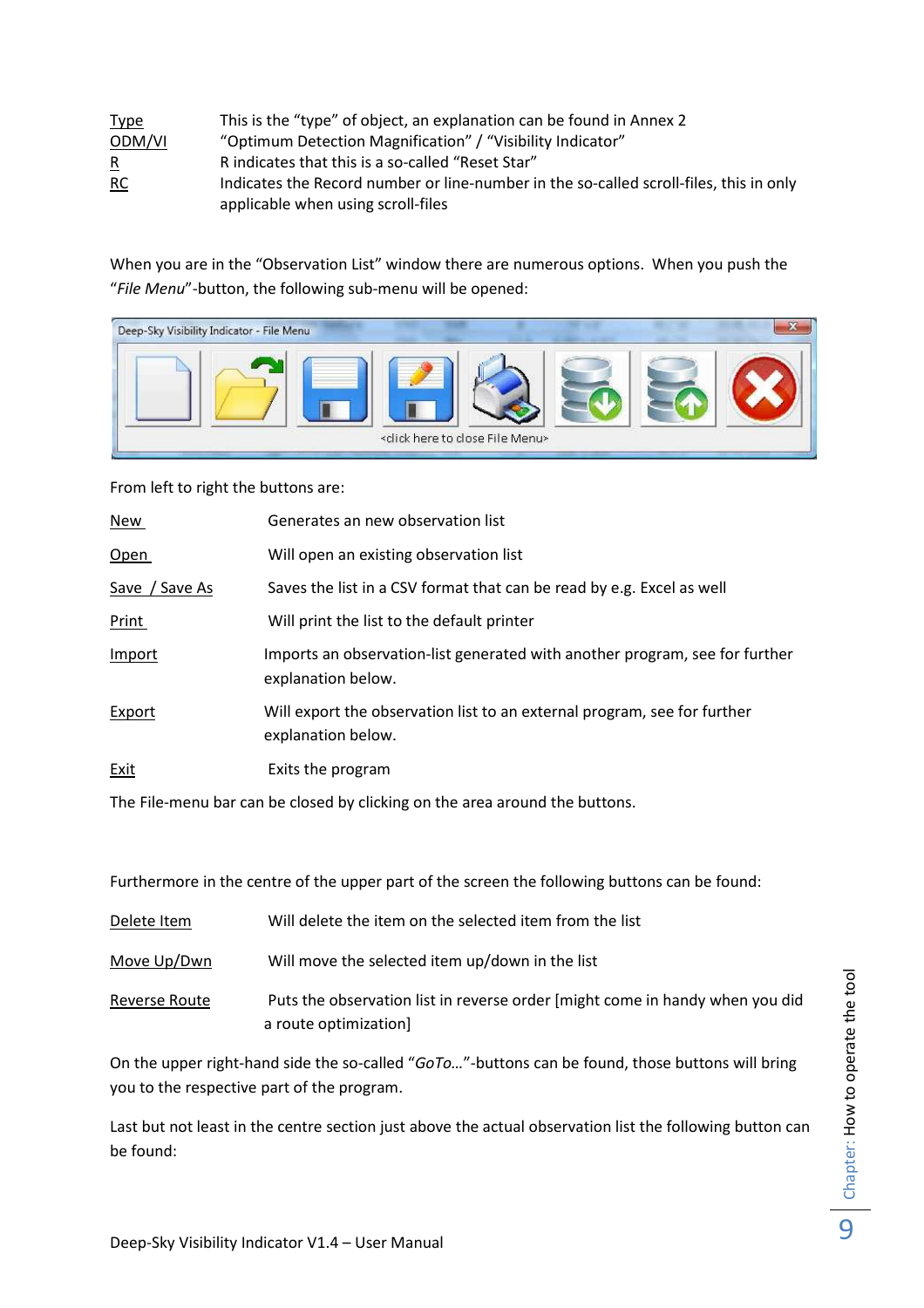| | |
|---|---|
| Type | This is the "type" of object, an explanation can be found in Annex 2 |
| ODM/VI | "Optimum Detection Magnification" / "Visibility Indicator" |
| R | R indicates that this is a so-called "Reset Star" |
| RC | Indicates the Record number or line-number in the so-called scroll-files, this in only applicable when using scroll-files |

When you are in the "Observation List" window there are numerous options. When you push the "*File Menu*"-button, the following sub-menu will be opened:

From left to right the buttons are:

| | |
|---|---|
| New | Generates an new observation list |
| Open | Will open an existing observation list |
| Save / Save As | Saves the list in a CSV format that can be read by e.g. Excel as well |
| Print | Will print the list to the default printer |
| Import | Imports an observation-list generated with another program, see for further explanation below. |
| Export | Will export the observation list to an external program, see for further explanation below. |
| Exit | Exits the program |

The File-menu bar can be closed by clicking on the area around the buttons.

Furthermore in the centre of the upper part of the screen the following buttons can be found:

| | |
|---|---|
| Delete Item | Will delete the item on the selected item from the list |
| Move Up/Dwn | Will move the selected item up/down in the list |
| Reverse Route | Puts the observation list in reverse order [might come in handy when you did a route optimization] |

On the upper right-hand side the so-called "*GoTo…*"-buttons can be found, those buttons will bring you to the respective part of the program.

Last but not least in the centre section just above the actual observation list the following button can be found: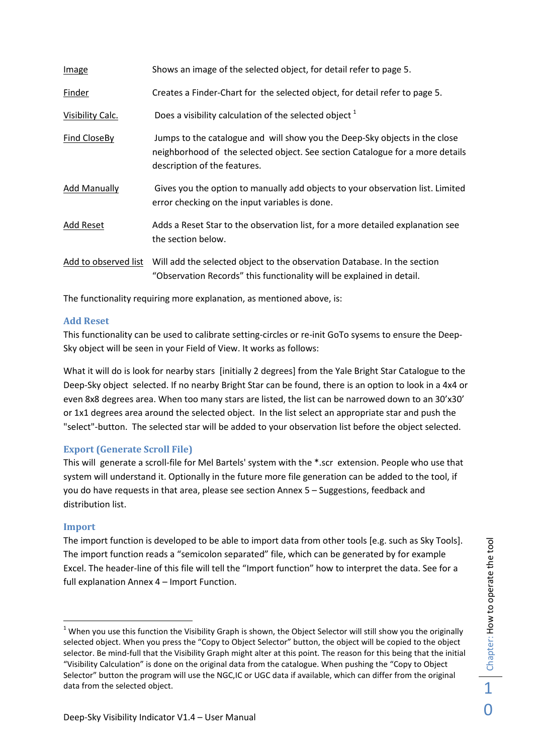<u>Image</u> Shows an image of the selected object, for detail refer to page 5.

<u>Finder</u> Creates a Finder-Chart for the selected object, for detail refer to page 5.

<u>Visibility Calc.</u> Does a visibility calculation of the selected object [1]

<u>Find CloseBy</u> Jumps to the catalogue and will show you the Deep-Sky objects in the close neighborhood of the selected object. See section Catalogue for a more details description of the features.

<u>Add Manually</u> Gives you the option to manually add objects to your observation list. Limited error checking on the input variables is done.

<u>Add Reset</u> Adds a Reset Star to the observation list, for a more detailed explanation see the section below.

<u>Add to observed list</u> Will add the selected object to the observation Database. In the section "Observation Records" this functionality will be explained in detail.

The functionality requiring more explanation, as mentioned above, is:

### Add Reset

This functionality can be used to calibrate setting-circles or re-init GoTo sysems to ensure the Deep-Sky object will be seen in your Field of View. It works as follows:

What it will do is look for nearby stars [initially 2 degrees] from the Yale Bright Star Catalogue to the Deep-Sky object selected. If no nearby Bright Star can be found, there is an option to look in a 4x4 or even 8x8 degrees area. When too many stars are listed, the list can be narrowed down to an 30'x30' or 1x1 degrees area around the selected object. In the list select an appropriate star and push the "select"-button. The selected star will be added to your observation list before the object selected.

### Export (Generate Scroll File)

This will generate a scroll-file for Mel Bartels' system with the *.scr extension. People who use that system will understand it. Optionally in the future more file generation can be added to the tool, if you do have requests in that area, please see section Annex 5 – Suggestions, feedback and distribution list.

### Import

The import function is developed to be able to import data from other tools [e.g. such as Sky Tools]. The import function reads a "semicolon separated" file, which can be generated by for example Excel. The header-line of this file will tell the "Import function" how to interpret the data. See for a full explanation Annex 4 – Import Function.

---

[1] When you use this function the Visibility Graph is shown, the Object Selector will still show you the originally selected object. When you press the "Copy to Object Selector" button, the object will be copied to the object selector. Be mind-full that the Visibility Graph might alter at this point. The reason for this being that the initial "Visibility Calculation" is done on the original data from the catalogue. When pushing the "Copy to Object Selector" button the program will use the NGC,IC or UGC data if available, which can differ from the original data from the selected object.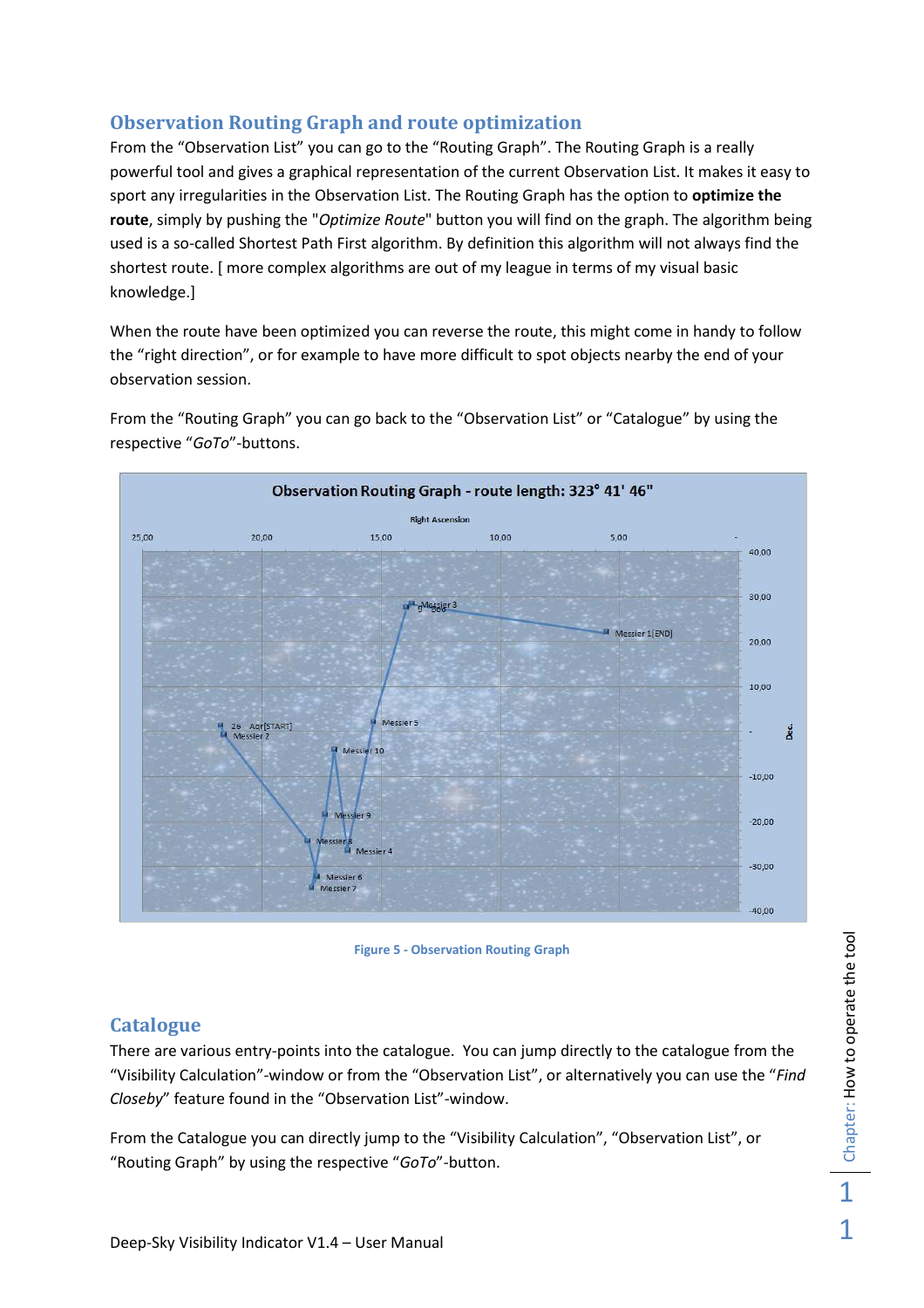## Observation Routing Graph and route optimization

From the "Observation List" you can go to the "Routing Graph". The Routing Graph is a really powerful tool and gives a graphical representation of the current Observation List. It makes it easy to sport any irregularities in the Observation List. The Routing Graph has the option to **optimize the route**, simply by pushing the "*Optimize Route*" button you will find on the graph. The algorithm being used is a so-called Shortest Path First algorithm. By definition this algorithm will not always find the shortest route. [ more complex algorithms are out of my league in terms of my visual basic knowledge.]

When the route have been optimized you can reverse the route, this might come in handy to follow the "right direction", or for example to have more difficult to spot objects nearby the end of your observation session.

From the "Routing Graph" you can go back to the "Observation List" or "Catalogue" by using the respective "*GoTo*"-buttons.

Figure 5 - Observation Routing Graph

## Catalogue

There are various entry-points into the catalogue. You can jump directly to the catalogue from the "Visibility Calculation"-window or from the "Observation List", or alternatively you can use the "*Find Closeby*" feature found in the "Observation List"-window.

From the Catalogue you can directly jump to the "Visibility Calculation", "Observation List", or "Routing Graph" by using the respective "*GoTo*"-button.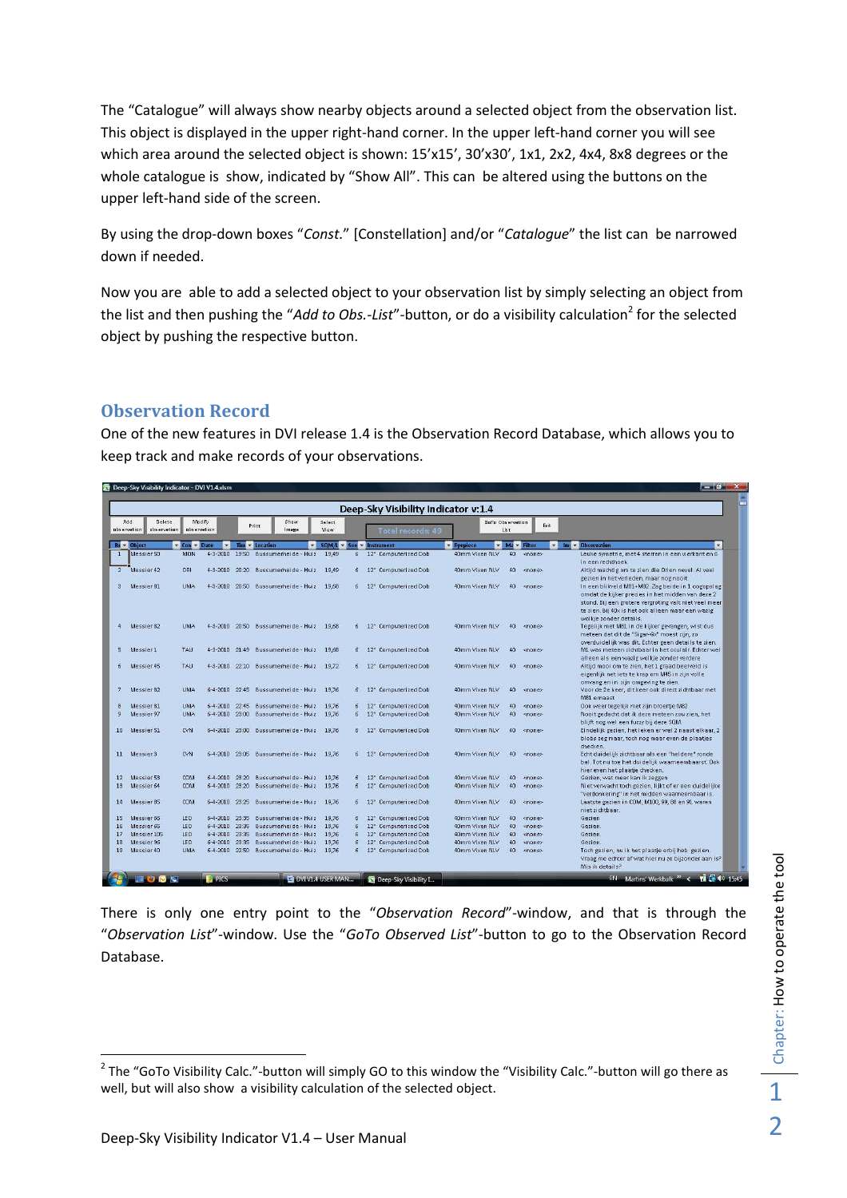The “Catalogue” will always show nearby objects around a selected object from the observation list. This object is displayed in the upper right-hand corner. In the upper left-hand corner you will see which area around the selected object is shown: 15’x15’, 30’x30’, 1x1, 2x2, 4x4, 8x8 degrees or the whole catalogue is show, indicated by “Show All”. This can be altered using the buttons on the upper left-hand side of the screen.

By using the drop-down boxes “*Const.*” [Constellation] and/or “*Catalogue*” the list can be narrowed down if needed.

Now you are able to add a selected object to your observation list by simply selecting an object from the list and then pushing the “*Add to Obs.-List*”-button, or do a visibility calculation[2] for the selected object by pushing the respective button.

## Observation Record

One of the new features in DVI release 1.4 is the Observation Record Database, which allows you to keep track and make records of your observations.

There is only one entry point to the “*Observation Record*”-window, and that is through the “*Observation List*”-window. Use the “*GoTo Observed List*”-button to go to the Observation Record Database.

---

[2] The “GoTo Visibility Calc.”-button will simply GO to this window the “Visibility Calc.”-button will go there as well, but will also show a visibility calculation of the selected object.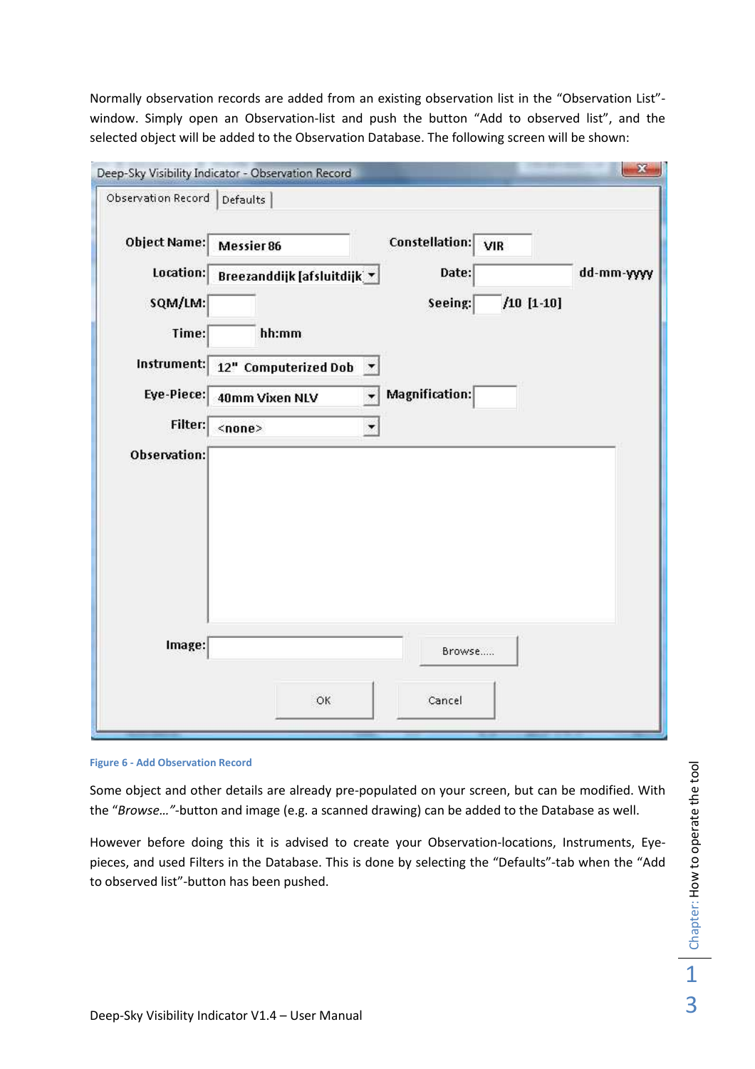Normally observation records are added from an existing observation list in the "Observation List"-window. Simply open an Observation-list and push the button "Add to observed list", and the selected object will be added to the Observation Database. The following screen will be shown:

Figure 6 - Add Observation Record

Some object and other details are already pre-populated on your screen, but can be modified. With the "*Browse…*"-button and image (e.g. a scanned drawing) can be added to the Database as well.

However before doing this it is advised to create your Observation-locations, Instruments, Eye-pieces, and used Filters in the Database. This is done by selecting the "Defaults"-tab when the "Add to observed list"-button has been pushed.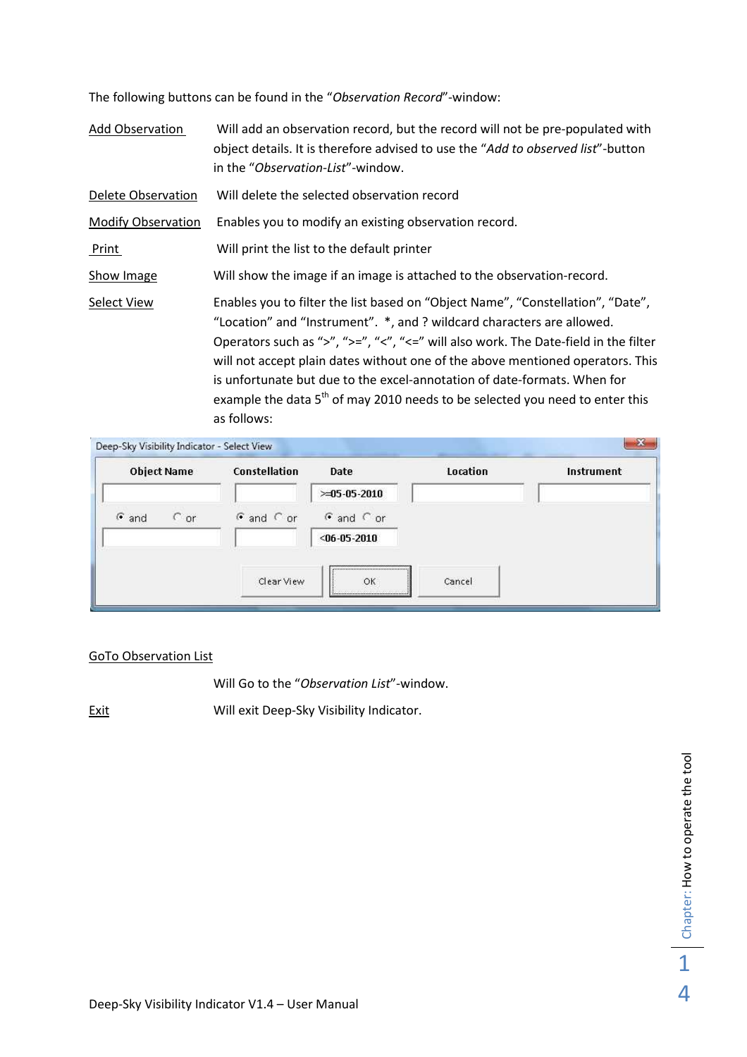The following buttons can be found in the "*Observation Record*"-window:

Add Observation — Will add an observation record, but the record will not be pre-populated with object details. It is therefore advised to use the "*Add to observed list*"-button in the "*Observation-List*"-window.

Delete Observation — Will delete the selected observation record

Modify Observation — Enables you to modify an existing observation record.

Print — Will print the list to the default printer

Show Image — Will show the image if an image is attached to the observation-record.

Select View — Enables you to filter the list based on "Object Name", "Constellation", "Date", "Location" and "Instrument". *, and ? wildcard characters are allowed. Operators such as ">", ">=", "<", "<=" will also work. The Date-field in the filter will not accept plain dates without one of the above mentioned operators. This is unfortunate but due to the excel-annotation of date-formats. When for example the data 5th of may 2010 needs to be selected you need to enter this as follows:

Deep-Sky Visibility Indicator - Select View

| Object Name | Constellation | Date | Location | Instrument |
|---|---|---|---|---|
| | | >=05-05-2010 | | |
| (•) and ( ) or | (•) and ( ) or | (•) and ( ) or | | |
| | | <06-05-2010 | | |

Clear View | OK | Cancel

GoTo Observation List — Will Go to the "*Observation List*"-window.

Exit — Will exit Deep-Sky Visibility Indicator.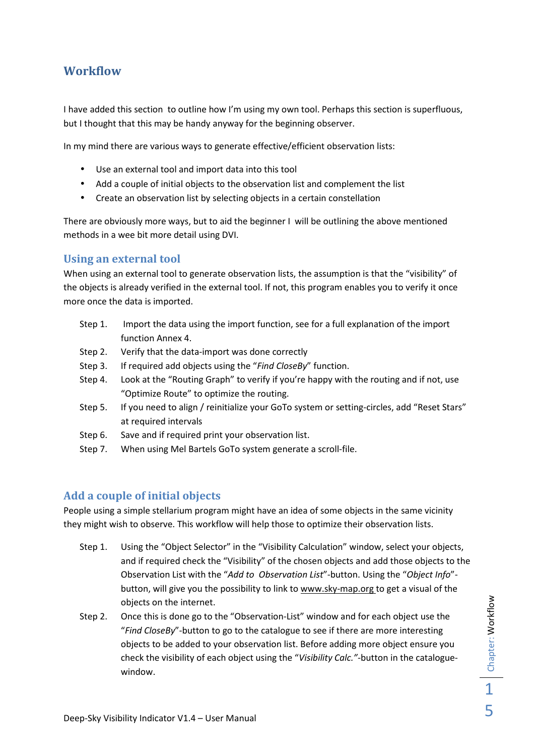# Workflow

I have added this section to outline how I'm using my own tool. Perhaps this section is superfluous, but I thought that this may be handy anyway for the beginning observer.

In my mind there are various ways to generate effective/efficient observation lists:

- Use an external tool and import data into this tool
- Add a couple of initial objects to the observation list and complement the list
- Create an observation list by selecting objects in a certain constellation

There are obviously more ways, but to aid the beginner I will be outlining the above mentioned methods in a wee bit more detail using DVI.

## Using an external tool

When using an external tool to generate observation lists, the assumption is that the "visibility" of the objects is already verified in the external tool. If not, this program enables you to verify it once more once the data is imported.

Step 1. Import the data using the import function, see for a full explanation of the import function Annex 4.

Step 2. Verify that the data-import was done correctly

Step 3. If required add objects using the "*Find CloseBy*" function.

Step 4. Look at the "Routing Graph" to verify if you're happy with the routing and if not, use "Optimize Route" to optimize the routing.

Step 5. If you need to align / reinitialize your GoTo system or setting-circles, add "Reset Stars" at required intervals

Step 6. Save and if required print your observation list.

Step 7. When using Mel Bartels GoTo system generate a scroll-file.

## Add a couple of initial objects

People using a simple stellarium program might have an idea of some objects in the same vicinity they might wish to observe. This workflow will help those to optimize their observation lists.

Step 1. Using the "Object Selector" in the "Visibility Calculation" window, select your objects, and if required check the "Visibility" of the chosen objects and add those objects to the Observation List with the "*Add to Observation List*"-button. Using the "*Object Info*"-button, will give you the possibility to link to www.sky-map.org to get a visual of the objects on the internet.

Step 2. Once this is done go to the "Observation-List" window and for each object use the "*Find CloseBy*"-button to go to the catalogue to see if there are more interesting objects to be added to your observation list. Before adding more object ensure you check the visibility of each object using the "*Visibility Calc.*"-button in the catalogue-window.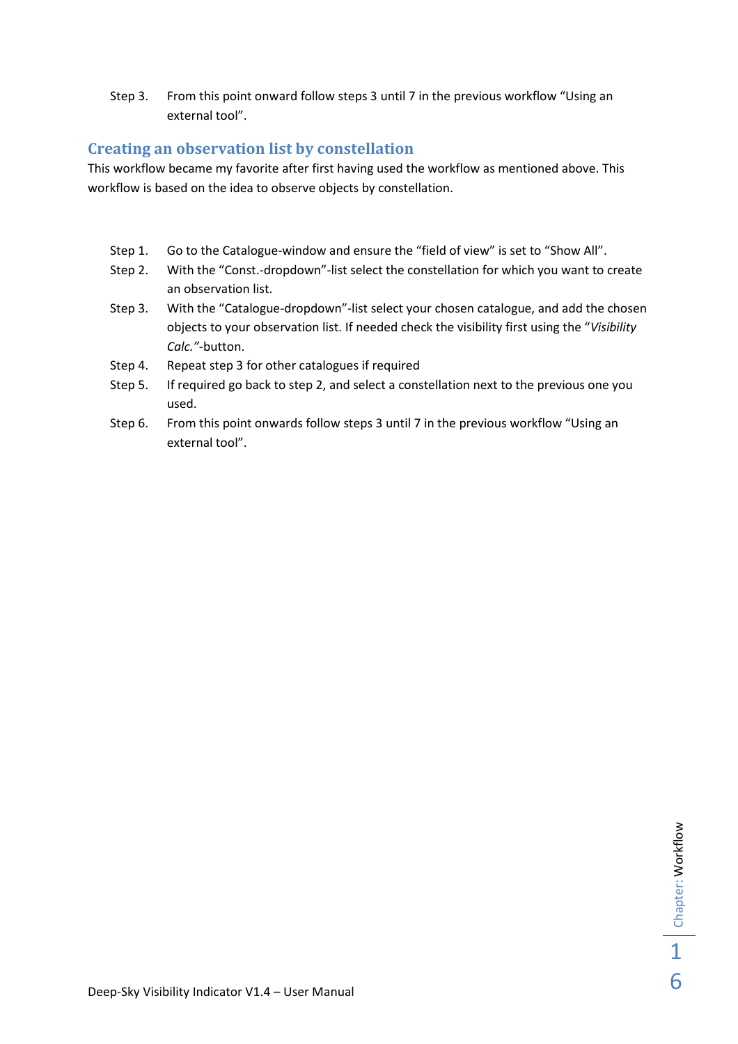Step 3. From this point onward follow steps 3 until 7 in the previous workflow "Using an external tool".

## Creating an observation list by constellation

This workflow became my favorite after first having used the workflow as mentioned above. This workflow is based on the idea to observe objects by constellation.

Step 1. Go to the Catalogue-window and ensure the "field of view" is set to "Show All".

Step 2. With the "Const.-dropdown"-list select the constellation for which you want to create an observation list.

Step 3. With the "Catalogue-dropdown"-list select your chosen catalogue, and add the chosen objects to your observation list. If needed check the visibility first using the "*Visibility Calc."*-button.

Step 4. Repeat step 3 for other catalogues if required

Step 5. If required go back to step 2, and select a constellation next to the previous one you used.

Step 6. From this point onwards follow steps 3 until 7 in the previous workflow "Using an external tool".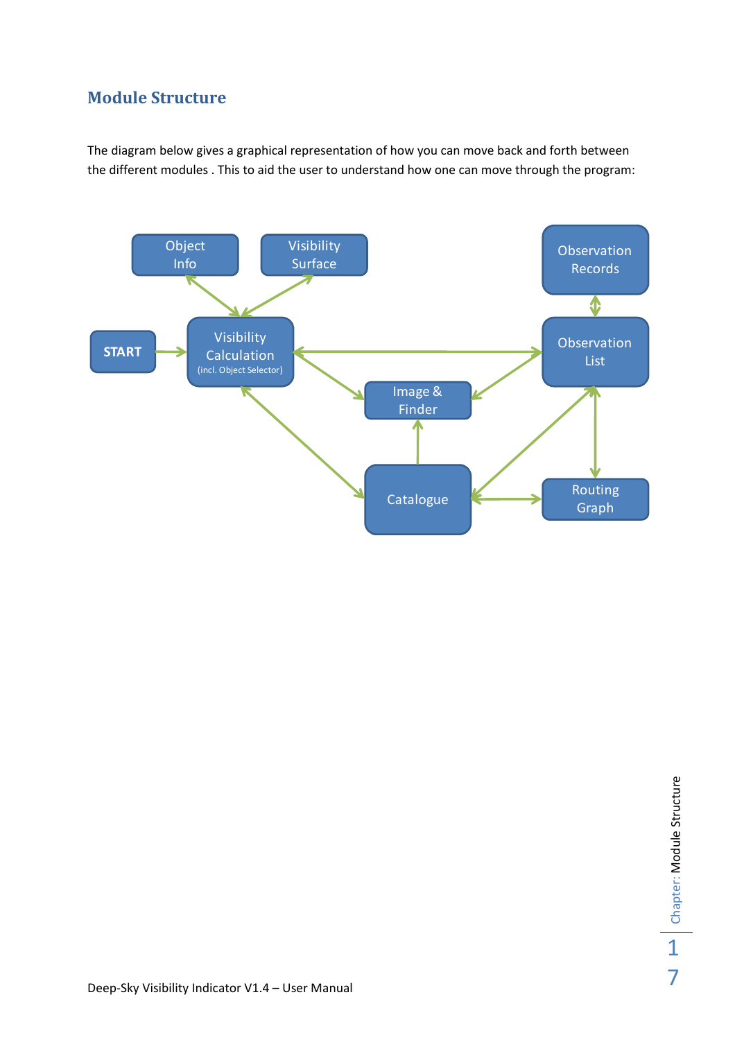## Module Structure

The diagram below gives a graphical representation of how you can move back and forth between the different modules . This to aid the user to understand how one can move through the program:

Object Info

Visibility Surface

Observation Records

START

Visibility Calculation (incl. Object Selector)

Observation List

Image & Finder

Catalogue

Routing Graph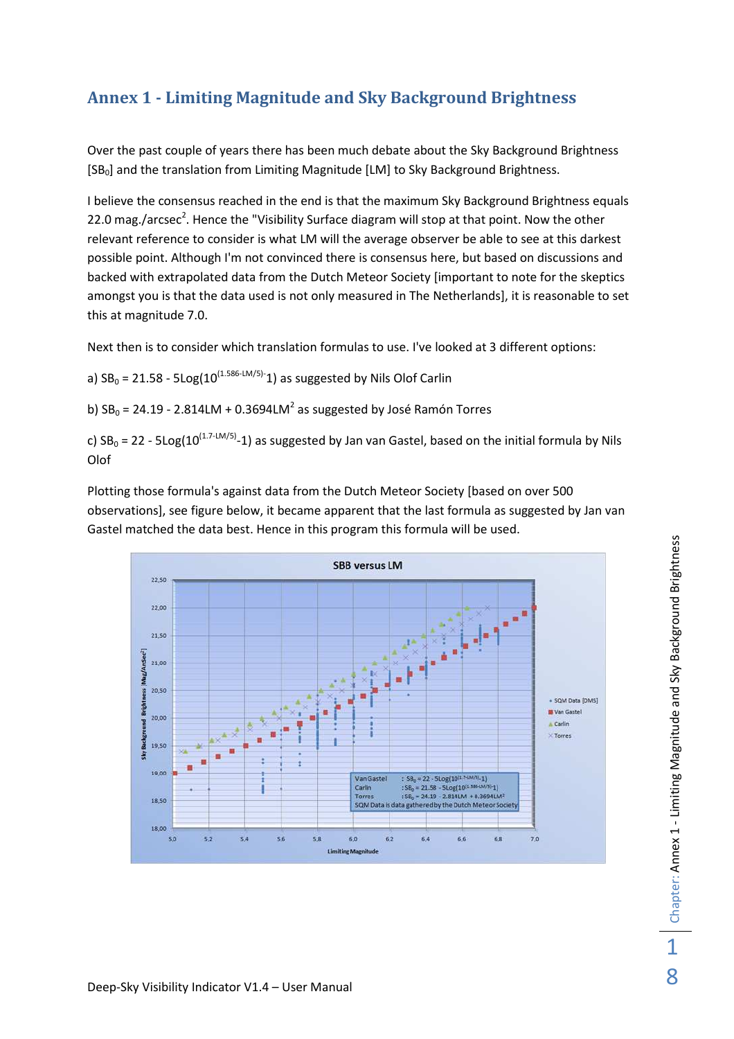# Annex 1 - Limiting Magnitude and Sky Background Brightness

Over the past couple of years there has been much debate about the Sky Background Brightness [$SB_0$] and the translation from Limiting Magnitude [LM] to Sky Background Brightness.

I believe the consensus reached in the end is that the maximum Sky Background Brightness equals 22.0 mag./arcsec$^2$. Hence the "Visibility Surface diagram will stop at that point. Now the other relevant reference to consider is what LM will the average observer be able to see at this darkest possible point. Although I'm not convinced there is consensus here, but based on discussions and backed with extrapolated data from the Dutch Meteor Society [important to note for the skeptics amongst you is that the data used is not only measured in The Netherlands], it is reasonable to set this at magnitude 7.0.

Next then is to consider which translation formulas to use. I've looked at 3 different options:

a) $SB_0 = 21.58 - 5\text{Log}(10^{(1.586-LM/5)}-1)$ as suggested by Nils Olof Carlin

b) $SB_0 = 24.19 - 2.814LM + 0.3694LM^2$ as suggested by José Ramón Torres

c) $SB_0 = 22 - 5\text{Log}(10^{(1.7-LM/5)}-1)$ as suggested by Jan van Gastel, based on the initial formula by Nils Olof

Plotting those formula's against data from the Dutch Meteor Society [based on over 500 observations], see figure below, it became apparent that the last formula as suggested by Jan van Gastel matched the data best. Hence in this program this formula will be used.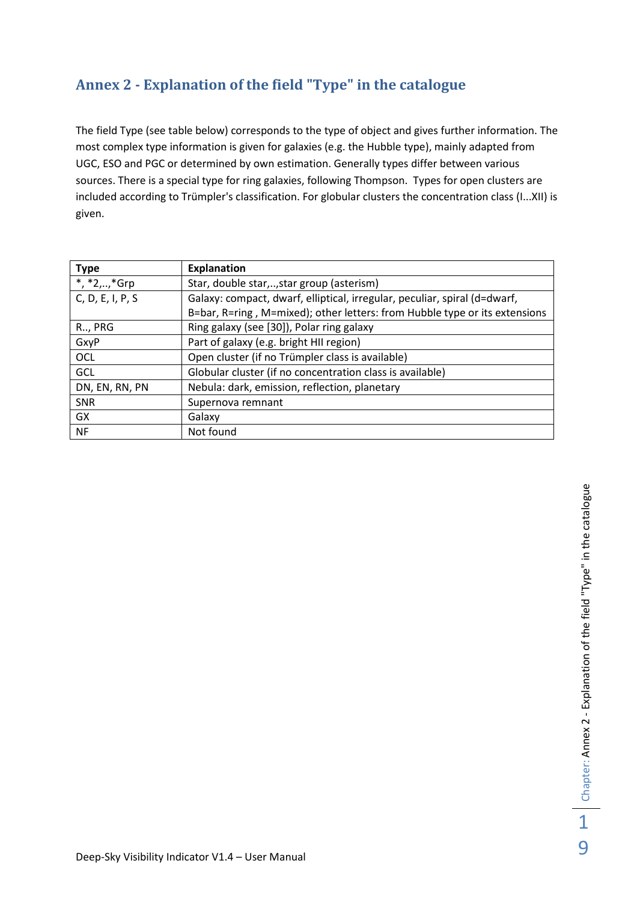## Annex 2 - Explanation of the field "Type" in the catalogue

The field Type (see table below) corresponds to the type of object and gives further information. The most complex type information is given for galaxies (e.g. the Hubble type), mainly adapted from UGC, ESO and PGC or determined by own estimation. Generally types differ between various sources. There is a special type for ring galaxies, following Thompson. Types for open clusters are included according to Trümpler's classification. For globular clusters the concentration class (I...XII) is given.

| Type | Explanation |
|---|---|
| *, *2,..,*Grp | Star, double star,..,star group (asterism) |
| C, D, E, I, P, S | Galaxy: compact, dwarf, elliptical, irregular, peculiar, spiral (d=dwarf, B=bar, R=ring , M=mixed); other letters: from Hubble type or its extensions |
| R.., PRG | Ring galaxy (see [30]), Polar ring galaxy |
| GxyP | Part of galaxy (e.g. bright HII region) |
| OCL | Open cluster (if no Trümpler class is available) |
| GCL | Globular cluster (if no concentration class is available) |
| DN, EN, RN, PN | Nebula: dark, emission, reflection, planetary |
| SNR | Supernova remnant |
| GX | Galaxy |
| NF | Not found |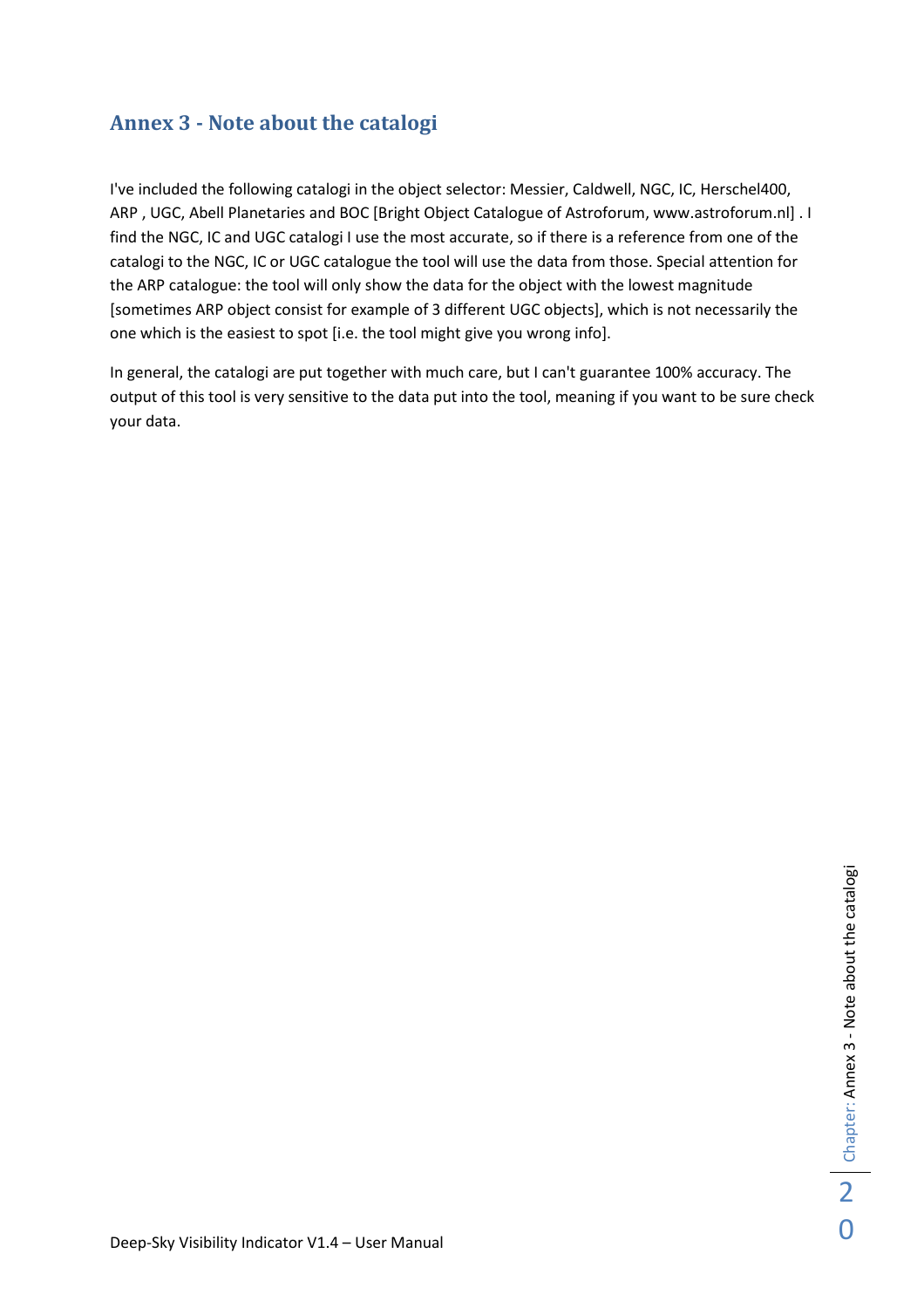## Annex 3 - Note about the catalogi

I've included the following catalogi in the object selector: Messier, Caldwell, NGC, IC, Herschel400, ARP , UGC, Abell Planetaries and BOC [Bright Object Catalogue of Astroforum, www.astroforum.nl] . I find the NGC, IC and UGC catalogi I use the most accurate, so if there is a reference from one of the catalogi to the NGC, IC or UGC catalogue the tool will use the data from those. Special attention for the ARP catalogue: the tool will only show the data for the object with the lowest magnitude [sometimes ARP object consist for example of 3 different UGC objects], which is not necessarily the one which is the easiest to spot [i.e. the tool might give you wrong info].

In general, the catalogi are put together with much care, but I can't guarantee 100% accuracy. The output of this tool is very sensitive to the data put into the tool, meaning if you want to be sure check your data.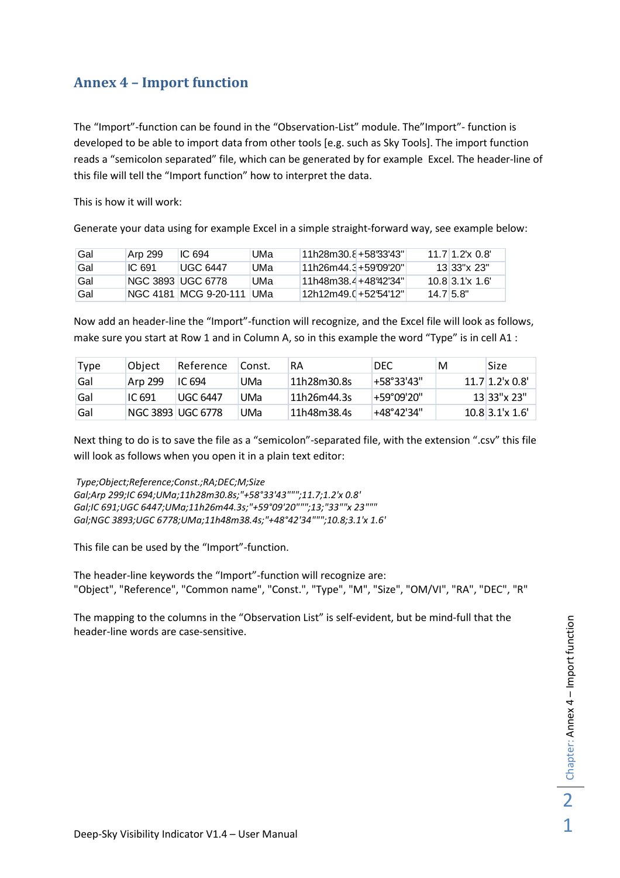## Annex 4 – Import function

The “Import”-function can be found in the “Observation-List” module. The”Import”- function is developed to be able to import data from other tools [e.g. such as Sky Tools]. The import function reads a “semicolon separated” file, which can be generated by for example Excel. The header-line of this file will tell the “Import function” how to interpret the data.

This is how it will work:

Generate your data using for example Excel in a simple straight-forward way, see example below:

| | | | | | | | |
|---|---|---|---|---|---|---|---|
| Gal | Arp 299 | IC 694 | UMa | 11h28m30.8 | +58°33'43" | 11.7 | 1.2'x 0.8' |
| Gal | IC 691 | UGC 6447 | UMa | 11h26m44.3 | +59°09'20" | 13 | 33"x 23" |
| Gal | NGC 3893 | UGC 6778 | UMa | 11h48m38.4 | +48°42'34" | 10.8 | 3.1'x 1.6' |
| Gal | NGC 4181 | MCG 9-20-111 | UMa | 12h12m49.0 | +52°54'12" | 14.7 | 5.8" |

Now add an header-line the “Import”-function will recognize, and the Excel file will look as follows, make sure you start at Row 1 and in Column A, so in this example the word “Type” is in cell A1 :

| Type | Object | Reference | Const. | RA | DEC | M | Size |
|---|---|---|---|---|---|---|---|
| Gal | Arp 299 | IC 694 | UMa | 11h28m30.8s | +58°33'43" | 11.7 | 1.2'x 0.8' |
| Gal | IC 691 | UGC 6447 | UMa | 11h26m44.3s | +59°09'20" | 13 | 33"x 23" |
| Gal | NGC 3893 | UGC 6778 | UMa | 11h48m38.4s | +48°42'34" | 10.8 | 3.1'x 1.6' |

Next thing to do is to save the file as a “semicolon”-separated file, with the extension “.csv” this file will look as follows when you open it in a plain text editor:

```
Type;Object;Reference;Const.;RA;DEC;M;Size
Gal;Arp 299;IC 694;UMa;11h28m30.8s;"+58°33'43""";11.7;1.2'x 0.8'
Gal;IC 691;UGC 6447;UMa;11h26m44.3s;"+59°09'20""";13;"33""x 23"""
Gal;NGC 3893;UGC 6778;UMa;11h48m38.4s;"+48°42'34""";10.8;3.1'x 1.6'
```

This file can be used by the “Import”-function.

The header-line keywords the “Import”-function will recognize are:
"Object", "Reference", "Common name", "Const.", "Type", "M", "Size", "OM/VI", "RA", "DEC", "R"

The mapping to the columns in the “Observation List” is self-evident, but be mind-full that the header-line words are case-sensitive.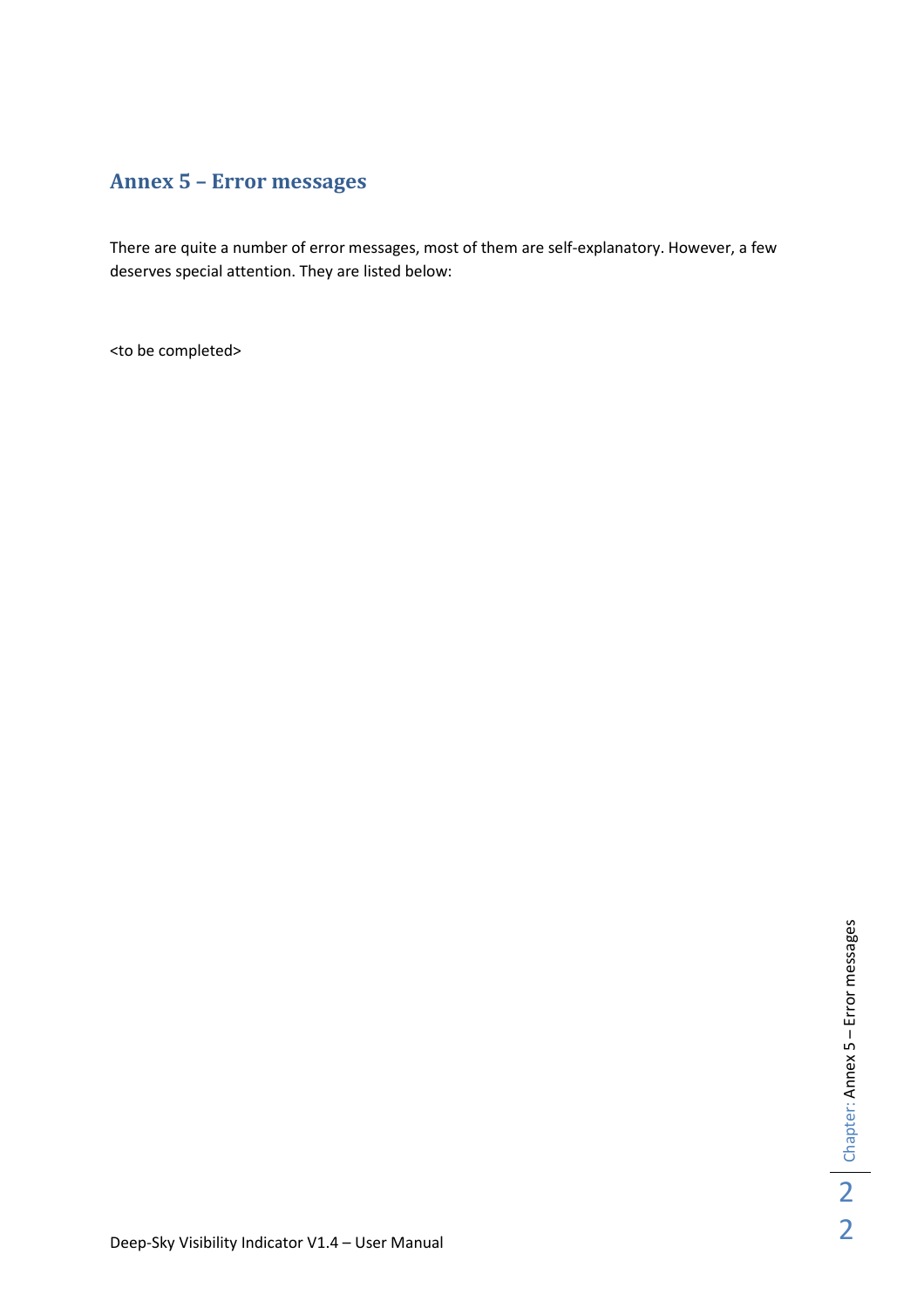## Annex 5 – Error messages

There are quite a number of error messages, most of them are self-explanatory. However, a few deserves special attention. They are listed below:

<to be completed>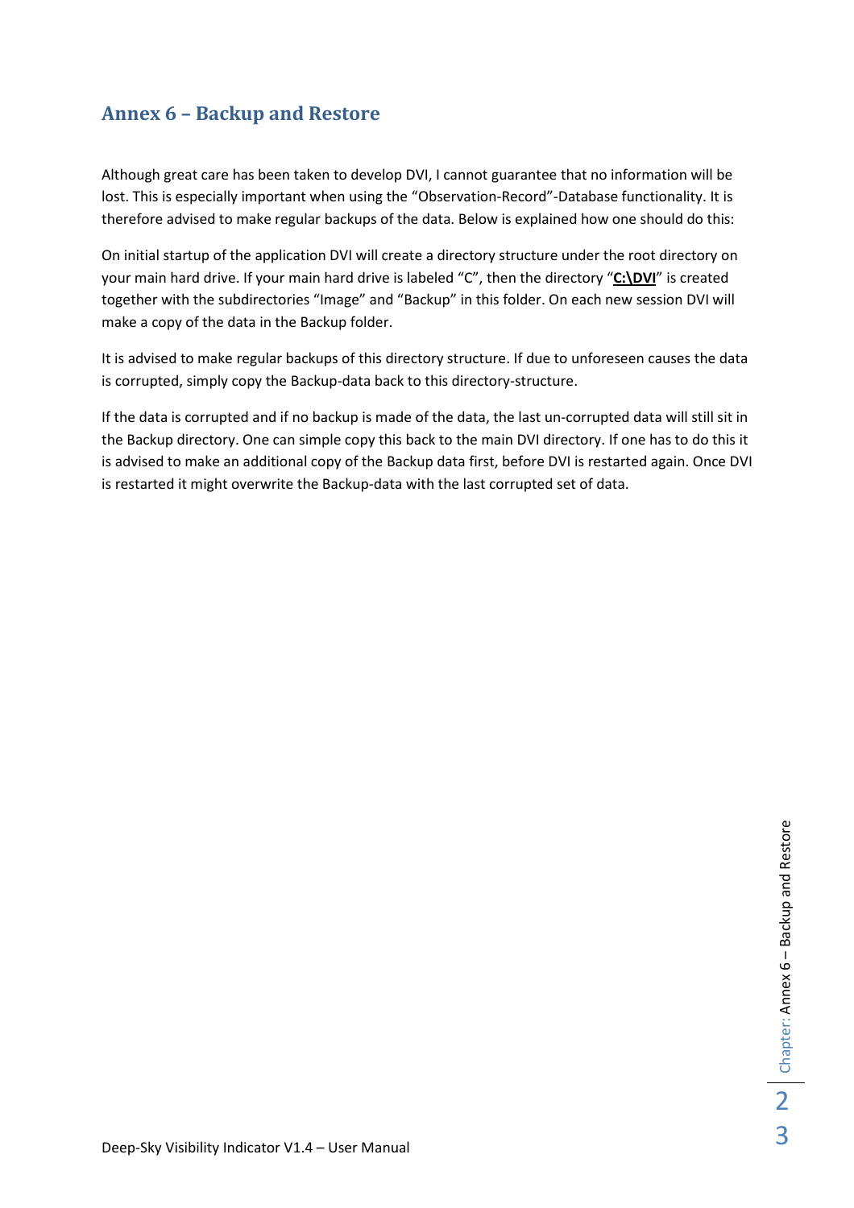## Annex 6 – Backup and Restore

Although great care has been taken to develop DVI, I cannot guarantee that no information will be lost. This is especially important when using the "Observation-Record"-Database functionality. It is therefore advised to make regular backups of the data. Below is explained how one should do this:

On initial startup of the application DVI will create a directory structure under the root directory on your main hard drive. If your main hard drive is labeled "C", then the directory "**C:\DVI**" is created together with the subdirectories "Image" and "Backup" in this folder. On each new session DVI will make a copy of the data in the Backup folder.

It is advised to make regular backups of this directory structure. If due to unforeseen causes the data is corrupted, simply copy the Backup-data back to this directory-structure.

If the data is corrupted and if no backup is made of the data, the last un-corrupted data will still sit in the Backup directory. One can simple copy this back to the main DVI directory. If one has to do this it is advised to make an additional copy of the Backup data first, before DVI is restarted again. Once DVI is restarted it might overwrite the Backup-data with the last corrupted set of data.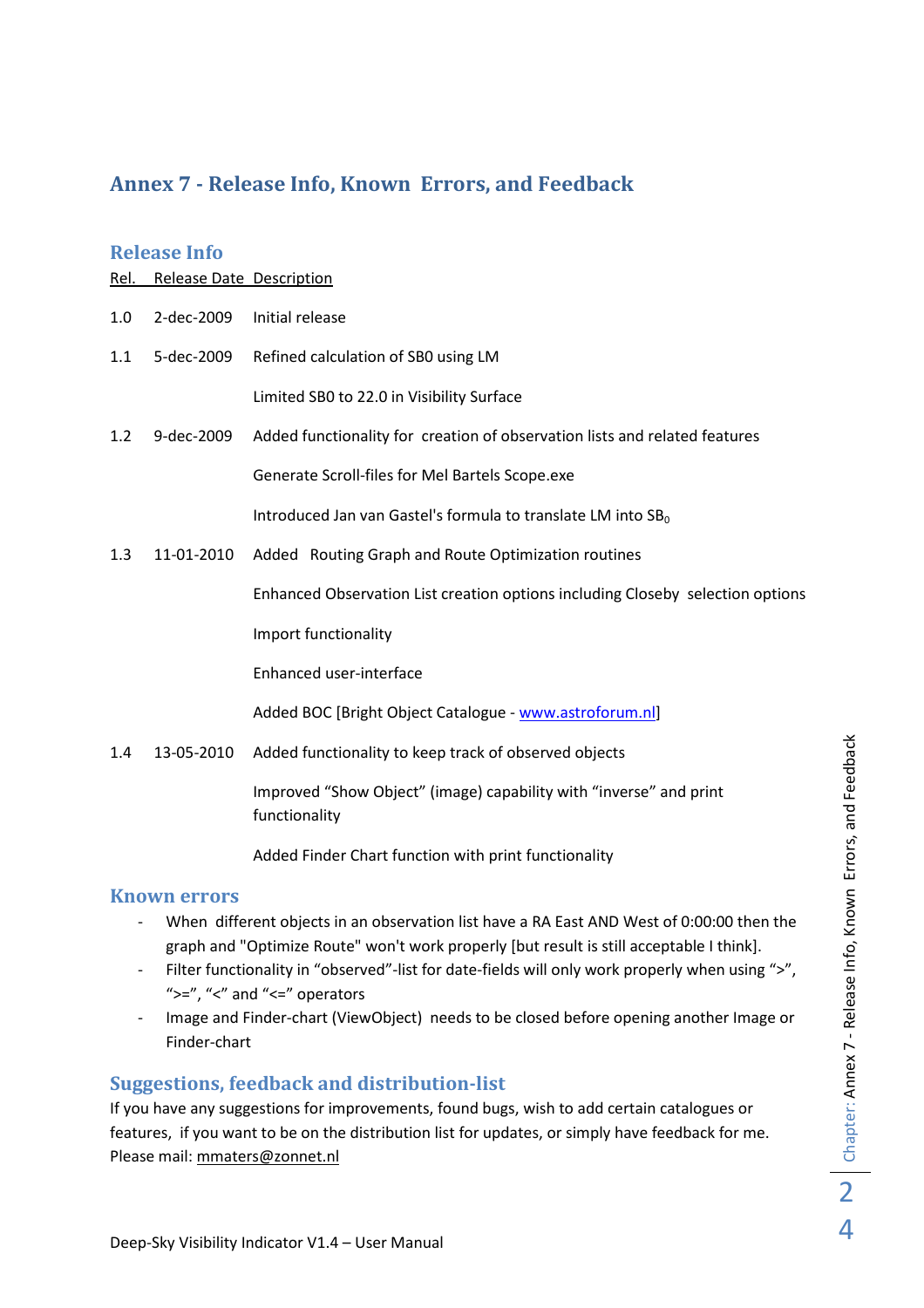## Annex 7 - Release Info, Known Errors, and Feedback

### Release Info

| Rel. | Release Date | Description |
|---|---|---|
| 1.0 | 2-dec-2009 | Initial release |
| 1.1 | 5-dec-2009 | Refined calculation of SB0 using LM |
| | | Limited SB0 to 22.0 in Visibility Surface |
| 1.2 | 9-dec-2009 | Added functionality for creation of observation lists and related features |
| | | Generate Scroll-files for Mel Bartels Scope.exe |
| | | Introduced Jan van Gastel's formula to translate LM into $SB_0$ |
| 1.3 | 11-01-2010 | Added Routing Graph and Route Optimization routines |
| | | Enhanced Observation List creation options including Closeby selection options |
| | | Import functionality |
| | | Enhanced user-interface |
| | | Added BOC [Bright Object Catalogue - www.astroforum.nl] |
| 1.4 | 13-05-2010 | Added functionality to keep track of observed objects |
| | | Improved "Show Object" (image) capability with "inverse" and print functionality |
| | | Added Finder Chart function with print functionality |

### Known errors

- When different objects in an observation list have a RA East AND West of 0:00:00 then the graph and "Optimize Route" won't work properly [but result is still acceptable I think].
- Filter functionality in "observed"-list for date-fields will only work properly when using ">", ">=", "<" and "<=" operators
- Image and Finder-chart (ViewObject) needs to be closed before opening another Image or Finder-chart

### Suggestions, feedback and distribution-list

If you have any suggestions for improvements, found bugs, wish to add certain catalogues or features, if you want to be on the distribution list for updates, or simply have feedback for me. Please mail: mmaters@zonnet.nl